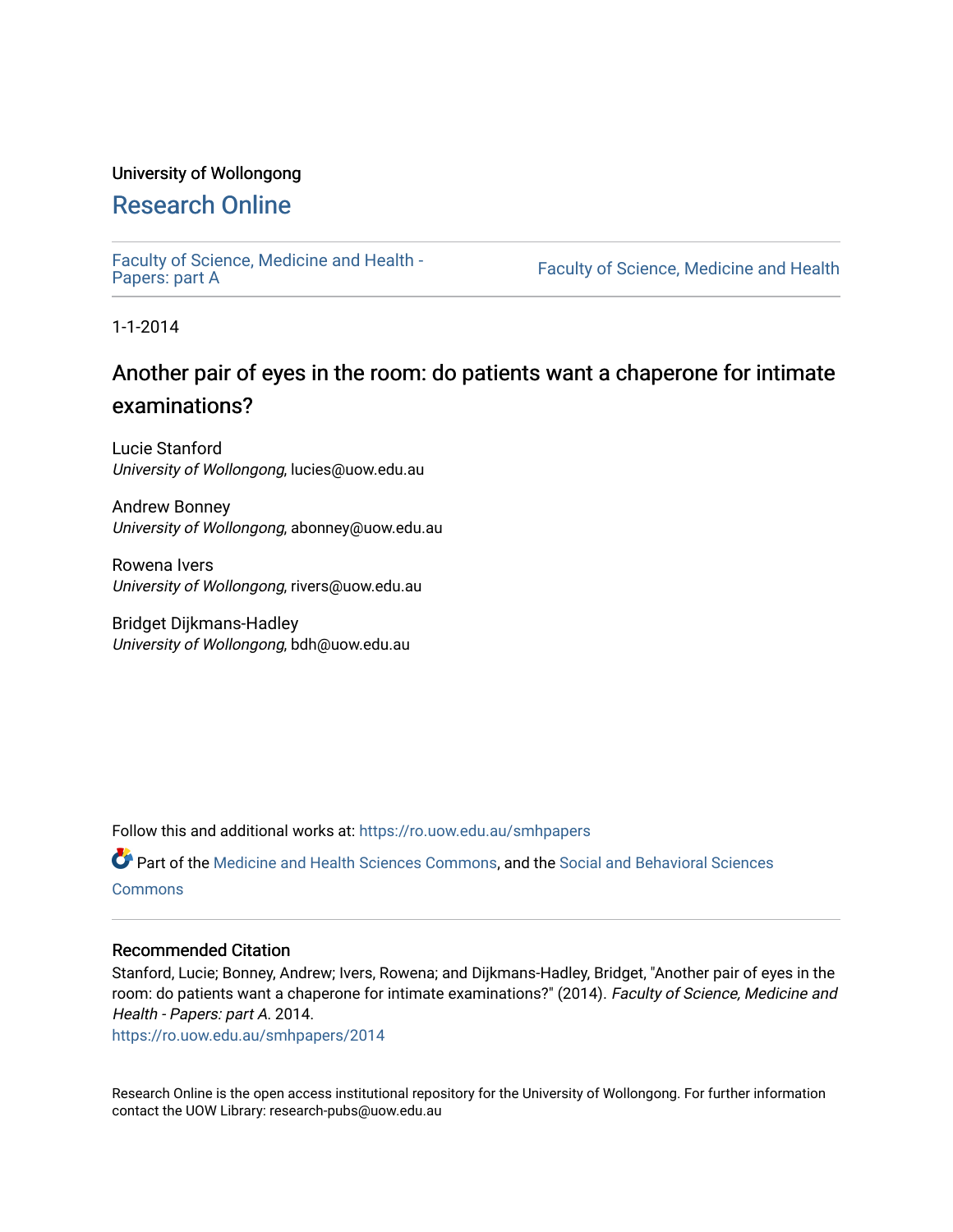University of Wollongong

# Research Online

Faculty of Science, Medicine and Health - Papers: part A

Faculty of Science, Medicine and Health

1-1-2014

## Another pair of eyes in the room: do patients want a chaperone for intimate examinations?

Lucie Stanford
*University of Wollongong*, lucies@uow.edu.au

Andrew Bonney
*University of Wollongong*, abonney@uow.edu.au

Rowena Ivers
*University of Wollongong*, rivers@uow.edu.au

Bridget Dijkmans-Hadley
*University of Wollongong*, bdh@uow.edu.au

Follow this and additional works at: https://ro.uow.edu.au/smhpapers

Part of the Medicine and Health Sciences Commons, and the Social and Behavioral Sciences Commons

### Recommended Citation

Stanford, Lucie; Bonney, Andrew; Ivers, Rowena; and Dijkmans-Hadley, Bridget, "Another pair of eyes in the room: do patients want a chaperone for intimate examinations?" (2014). *Faculty of Science, Medicine and Health - Papers: part A*. 2014.
https://ro.uow.edu.au/smhpapers/2014

Research Online is the open access institutional repository for the University of Wollongong. For further information contact the UOW Library: research-pubs@uow.edu.au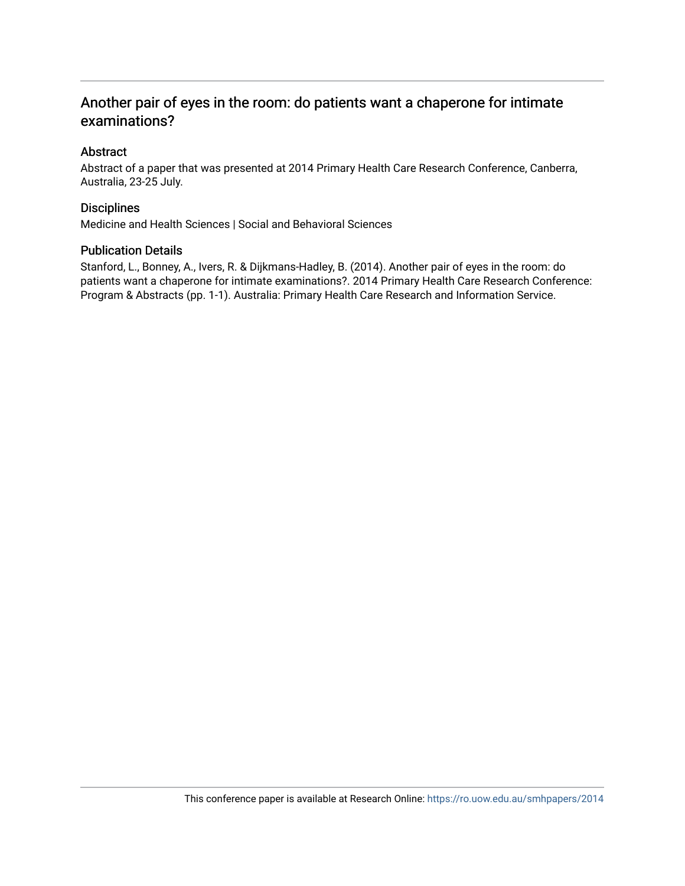# Another pair of eyes in the room: do patients want a chaperone for intimate examinations?

## Abstract

Abstract of a paper that was presented at 2014 Primary Health Care Research Conference, Canberra, Australia, 23-25 July.

## Disciplines

Medicine and Health Sciences | Social and Behavioral Sciences

## Publication Details

Stanford, L., Bonney, A., Ivers, R. & Dijkmans-Hadley, B. (2014). Another pair of eyes in the room: do patients want a chaperone for intimate examinations?. 2014 Primary Health Care Research Conference: Program & Abstracts (pp. 1-1). Australia: Primary Health Care Research and Information Service.

This conference paper is available at Research Online: https://ro.uow.edu.au/smhpapers/2014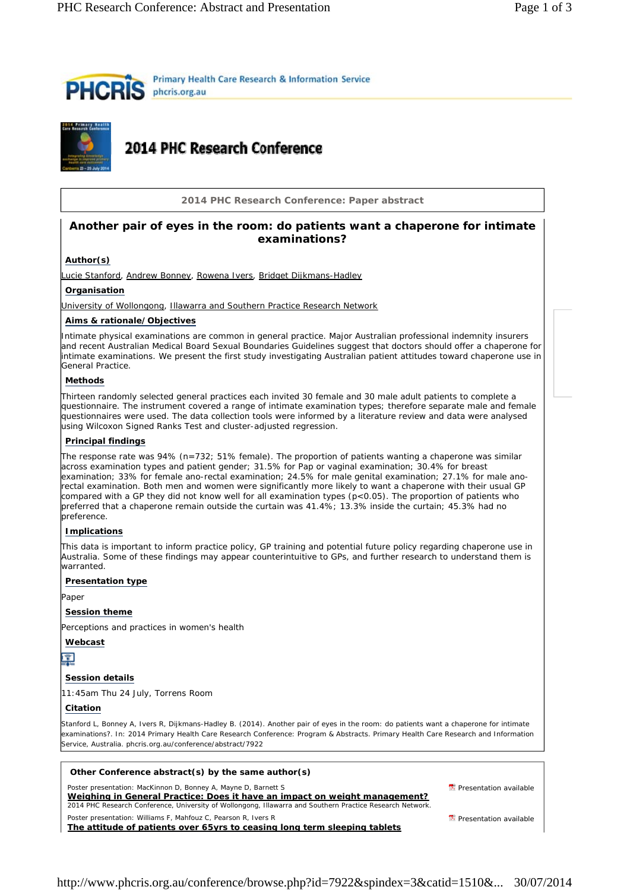Primary Health Care Research & Information Service
phcris.org.au

2014 PHC Research Conference

**2014 PHC Research Conference: Paper abstract**

## Another pair of eyes in the room: do patients want a chaperone for intimate examinations?

### Author(s)

Lucie Stanford, Andrew Bonney, Rowena Ivers, Bridget Dijkmans-Hadley

### Organisation

University of Wollongong, Illawarra and Southern Practice Research Network

### Aims & rationale/Objectives

Intimate physical examinations are common in general practice. Major Australian professional indemnity insurers and recent Australian Medical Board Sexual Boundaries Guidelines suggest that doctors should offer a chaperone for intimate examinations. We present the first study investigating Australian patient attitudes toward chaperone use in General Practice.

### Methods

Thirteen randomly selected general practices each invited 30 female and 30 male adult patients to complete a questionnaire. The instrument covered a range of intimate examination types; therefore separate male and female questionnaires were used. The data collection tools were informed by a literature review and data were analysed using Wilcoxon Signed Ranks Test and cluster-adjusted regression.

### Principal findings

The response rate was 94% (n=732; 51% female). The proportion of patients wanting a chaperone was similar across examination types and patient gender; 31.5% for Pap or vaginal examination; 30.4% for breast examination; 33% for female ano-rectal examination; 24.5% for male genital examination; 27.1% for male ano-rectal examination. Both men and women were significantly more likely to want a chaperone with their usual GP compared with a GP they did not know well for all examination types ($p<0.05$). The proportion of patients who preferred that a chaperone remain outside the curtain was 41.4%; 13.3% inside the curtain; 45.3% had no preference.

### Implications

This data is important to inform practice policy, GP training and potential future policy regarding chaperone use in Australia. Some of these findings may appear counterintuitive to GPs, and further research to understand them is warranted.

### Presentation type

Paper

### Session theme

Perceptions and practices in women's health

### Webcast

### Session details

11:45am Thu 24 July, Torrens Room

### Citation

Stanford L, Bonney A, Ivers R, Dijkmans-Hadley B. (2014). Another pair of eyes in the room: do patients want a chaperone for intimate examinations?. In: 2014 Primary Health Care Research Conference: Program & Abstracts. Primary Health Care Research and Information Service, Australia. phcris.org.au/conference/abstract/7922

---

**Other Conference abstract(s) by the same author(s)**

Poster presentation: MacKinnon D, Bonney A, Mayne D, Barnett S
**Weighing in General Practice: Does it have an impact on weight management?**
2014 PHC Research Conference, University of Wollongong, Illawarra and Southern Practice Research Network.
Presentation available

Poster presentation: Williams F, Mahfouz C, Pearson R, Ivers R
**The attitude of patients over 65yrs to ceasing long term sleeping tablets**
Presentation available